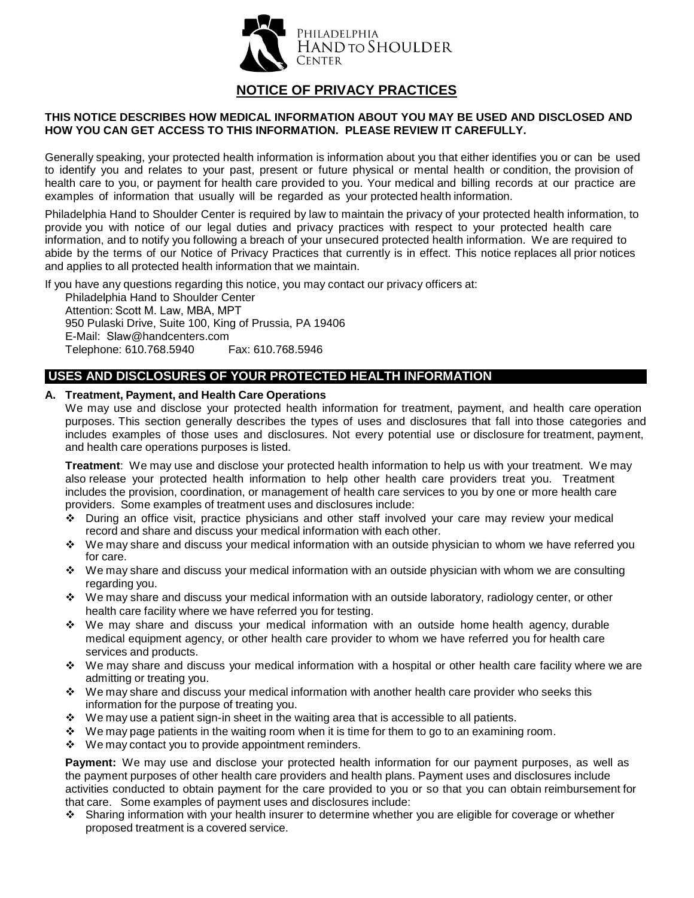Philadelphia Hand to Shoulder Center

# NOTICE OF PRIVACY PRACTICES

**THIS NOTICE DESCRIBES HOW MEDICAL INFORMATION ABOUT YOU MAY BE USED AND DISCLOSED AND HOW YOU CAN GET ACCESS TO THIS INFORMATION. PLEASE REVIEW IT CAREFULLY.**

Generally speaking, your protected health information is information about you that either identifies you or can be used to identify you and relates to your past, present or future physical or mental health or condition, the provision of health care to you, or payment for health care provided to you. Your medical and billing records at our practice are examples of information that usually will be regarded as your protected health information.

Philadelphia Hand to Shoulder Center is required by law to maintain the privacy of your protected health information, to provide you with notice of our legal duties and privacy practices with respect to your protected health care information, and to notify you following a breach of your unsecured protected health information. We are required to abide by the terms of our Notice of Privacy Practices that currently is in effect. This notice replaces all prior notices and applies to all protected health information that we maintain.

If you have any questions regarding this notice, you may contact our privacy officers at:

Philadelphia Hand to Shoulder Center
Attention: Scott M. Law, MBA, MPT
950 Pulaski Drive, Suite 100, King of Prussia, PA 19406
E-Mail: Slaw@handcenters.com
Telephone: 610.768.5940 Fax: 610.768.5946

## USES AND DISCLOSURES OF YOUR PROTECTED HEALTH INFORMATION

### A. Treatment, Payment, and Health Care Operations

We may use and disclose your protected health information for treatment, payment, and health care operation purposes. This section generally describes the types of uses and disclosures that fall into those categories and includes examples of those uses and disclosures. Not every potential use or disclosure for treatment, payment, and health care operations purposes is listed.

**Treatment**: We may use and disclose your protected health information to help us with your treatment. We may also release your protected health information to help other health care providers treat you. Treatment includes the provision, coordination, or management of health care services to you by one or more health care providers. Some examples of treatment uses and disclosures include:

- During an office visit, practice physicians and other staff involved your care may review your medical record and share and discuss your medical information with each other.
- We may share and discuss your medical information with an outside physician to whom we have referred you for care.
- We may share and discuss your medical information with an outside physician with whom we are consulting regarding you.
- We may share and discuss your medical information with an outside laboratory, radiology center, or other health care facility where we have referred you for testing.
- We may share and discuss your medical information with an outside home health agency, durable medical equipment agency, or other health care provider to whom we have referred you for health care services and products.
- We may share and discuss your medical information with a hospital or other health care facility where we are admitting or treating you.
- We may share and discuss your medical information with another health care provider who seeks this information for the purpose of treating you.
- We may use a patient sign-in sheet in the waiting area that is accessible to all patients.
- We may page patients in the waiting room when it is time for them to go to an examining room.
- We may contact you to provide appointment reminders.

**Payment:** We may use and disclose your protected health information for our payment purposes, as well as the payment purposes of other health care providers and health plans. Payment uses and disclosures include activities conducted to obtain payment for the care provided to you or so that you can obtain reimbursement for that care. Some examples of payment uses and disclosures include:

- Sharing information with your health insurer to determine whether you are eligible for coverage or whether proposed treatment is a covered service.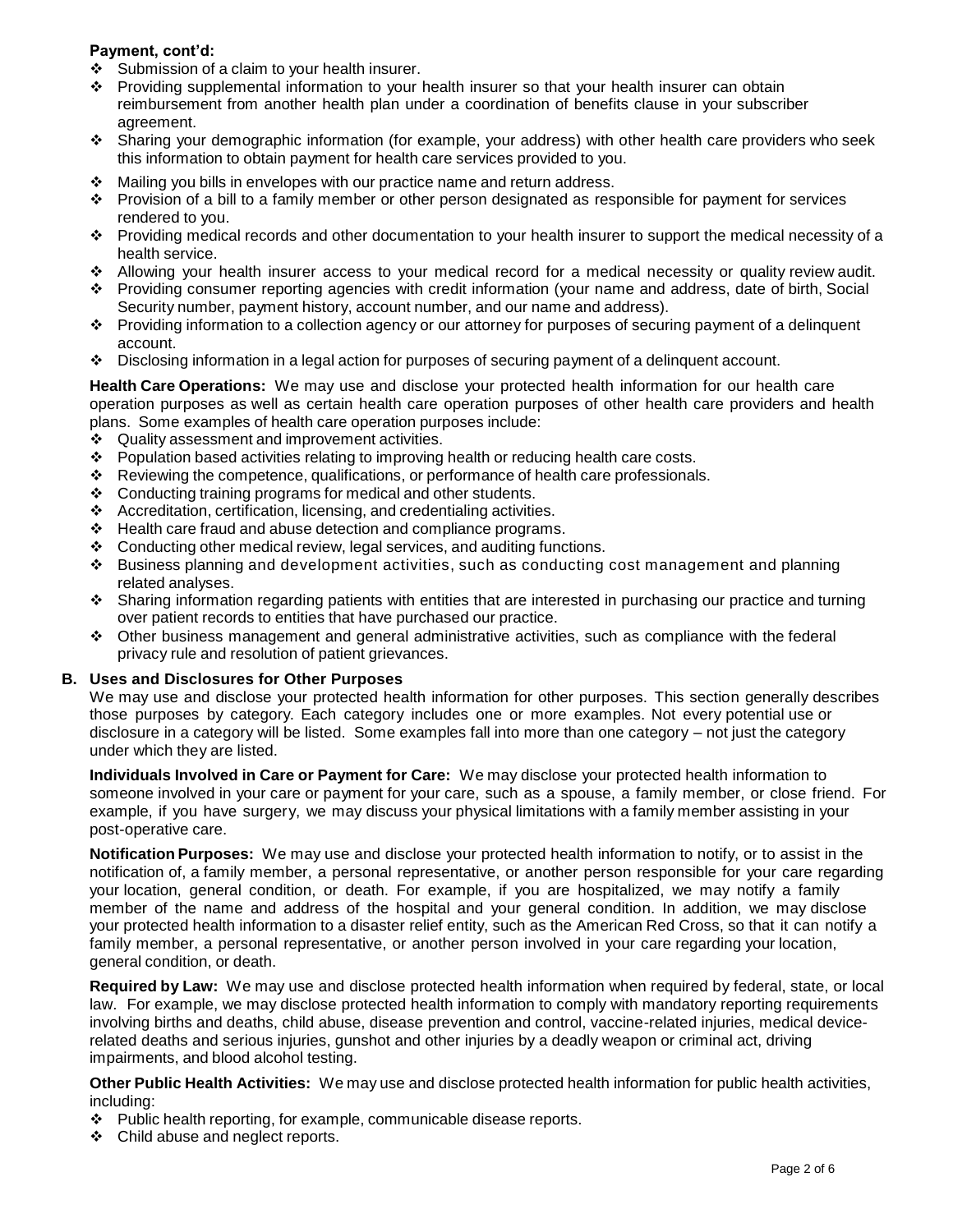**Payment, cont'd:**

- Submission of a claim to your health insurer.
- Providing supplemental information to your health insurer so that your health insurer can obtain reimbursement from another health plan under a coordination of benefits clause in your subscriber agreement.
- Sharing your demographic information (for example, your address) with other health care providers who seek this information to obtain payment for health care services provided to you.
- Mailing you bills in envelopes with our practice name and return address.
- Provision of a bill to a family member or other person designated as responsible for payment for services rendered to you.
- Providing medical records and other documentation to your health insurer to support the medical necessity of a health service.
- Allowing your health insurer access to your medical record for a medical necessity or quality review audit.
- Providing consumer reporting agencies with credit information (your name and address, date of birth, Social Security number, payment history, account number, and our name and address).
- Providing information to a collection agency or our attorney for purposes of securing payment of a delinquent account.
- Disclosing information in a legal action for purposes of securing payment of a delinquent account.

**Health Care Operations:** We may use and disclose your protected health information for our health care operation purposes as well as certain health care operation purposes of other health care providers and health plans. Some examples of health care operation purposes include:

- Quality assessment and improvement activities.
- Population based activities relating to improving health or reducing health care costs.
- Reviewing the competence, qualifications, or performance of health care professionals.
- Conducting training programs for medical and other students.
- Accreditation, certification, licensing, and credentialing activities.
- Health care fraud and abuse detection and compliance programs.
- Conducting other medical review, legal services, and auditing functions.
- Business planning and development activities, such as conducting cost management and planning related analyses.
- Sharing information regarding patients with entities that are interested in purchasing our practice and turning over patient records to entities that have purchased our practice.
- Other business management and general administrative activities, such as compliance with the federal privacy rule and resolution of patient grievances.

**B. Uses and Disclosures for Other Purposes**

We may use and disclose your protected health information for other purposes. This section generally describes those purposes by category. Each category includes one or more examples. Not every potential use or disclosure in a category will be listed. Some examples fall into more than one category – not just the category under which they are listed.

**Individuals Involved in Care or Payment for Care:** We may disclose your protected health information to someone involved in your care or payment for your care, such as a spouse, a family member, or close friend. For example, if you have surgery, we may discuss your physical limitations with a family member assisting in your post-operative care.

**Notification Purposes:** We may use and disclose your protected health information to notify, or to assist in the notification of, a family member, a personal representative, or another person responsible for your care regarding your location, general condition, or death. For example, if you are hospitalized, we may notify a family member of the name and address of the hospital and your general condition. In addition, we may disclose your protected health information to a disaster relief entity, such as the American Red Cross, so that it can notify a family member, a personal representative, or another person involved in your care regarding your location, general condition, or death.

**Required by Law:** We may use and disclose protected health information when required by federal, state, or local law. For example, we may disclose protected health information to comply with mandatory reporting requirements involving births and deaths, child abuse, disease prevention and control, vaccine-related injuries, medical device-related deaths and serious injuries, gunshot and other injuries by a deadly weapon or criminal act, driving impairments, and blood alcohol testing.

**Other Public Health Activities:** We may use and disclose protected health information for public health activities, including:

- Public health reporting, for example, communicable disease reports.
- Child abuse and neglect reports.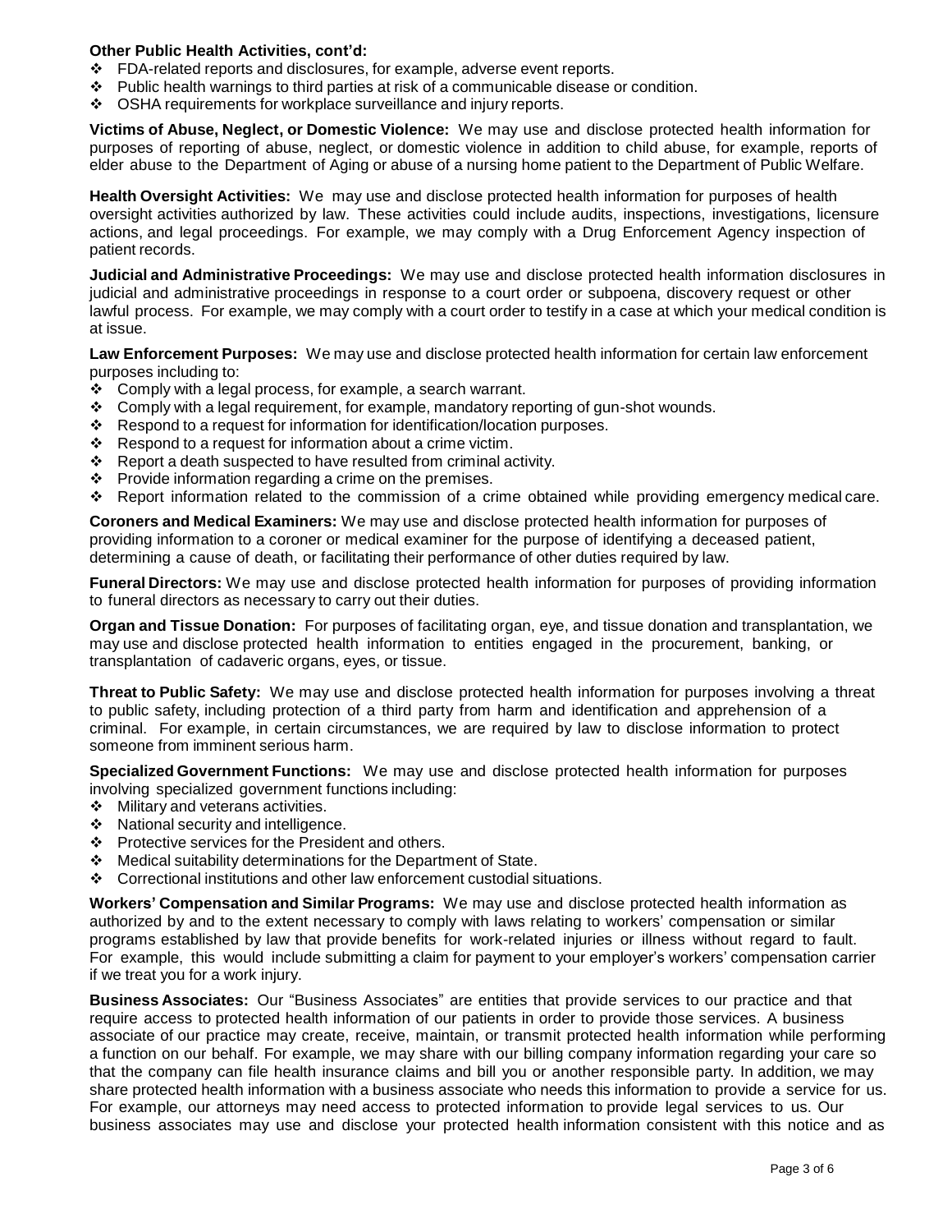**Other Public Health Activities, cont'd:**

- FDA-related reports and disclosures, for example, adverse event reports.
- Public health warnings to third parties at risk of a communicable disease or condition.
- OSHA requirements for workplace surveillance and injury reports.

**Victims of Abuse, Neglect, or Domestic Violence:** We may use and disclose protected health information for purposes of reporting of abuse, neglect, or domestic violence in addition to child abuse, for example, reports of elder abuse to the Department of Aging or abuse of a nursing home patient to the Department of Public Welfare.

**Health Oversight Activities:** We may use and disclose protected health information for purposes of health oversight activities authorized by law. These activities could include audits, inspections, investigations, licensure actions, and legal proceedings. For example, we may comply with a Drug Enforcement Agency inspection of patient records.

**Judicial and Administrative Proceedings:** We may use and disclose protected health information disclosures in judicial and administrative proceedings in response to a court order or subpoena, discovery request or other lawful process. For example, we may comply with a court order to testify in a case at which your medical condition is at issue.

**Law Enforcement Purposes:** We may use and disclose protected health information for certain law enforcement purposes including to:

- Comply with a legal process, for example, a search warrant.
- Comply with a legal requirement, for example, mandatory reporting of gun-shot wounds.
- Respond to a request for information for identification/location purposes.
- Respond to a request for information about a crime victim.
- Report a death suspected to have resulted from criminal activity.
- Provide information regarding a crime on the premises.
- Report information related to the commission of a crime obtained while providing emergency medical care.

**Coroners and Medical Examiners:** We may use and disclose protected health information for purposes of providing information to a coroner or medical examiner for the purpose of identifying a deceased patient, determining a cause of death, or facilitating their performance of other duties required by law.

**Funeral Directors:** We may use and disclose protected health information for purposes of providing information to funeral directors as necessary to carry out their duties.

**Organ and Tissue Donation:** For purposes of facilitating organ, eye, and tissue donation and transplantation, we may use and disclose protected health information to entities engaged in the procurement, banking, or transplantation of cadaveric organs, eyes, or tissue.

**Threat to Public Safety:** We may use and disclose protected health information for purposes involving a threat to public safety, including protection of a third party from harm and identification and apprehension of a criminal. For example, in certain circumstances, we are required by law to disclose information to protect someone from imminent serious harm.

**Specialized Government Functions:** We may use and disclose protected health information for purposes involving specialized government functions including:

- Military and veterans activities.
- National security and intelligence.
- Protective services for the President and others.
- Medical suitability determinations for the Department of State.
- Correctional institutions and other law enforcement custodial situations.

**Workers' Compensation and Similar Programs:** We may use and disclose protected health information as authorized by and to the extent necessary to comply with laws relating to workers' compensation or similar programs established by law that provide benefits for work-related injuries or illness without regard to fault. For example, this would include submitting a claim for payment to your employer's workers' compensation carrier if we treat you for a work injury.

**Business Associates:** Our "Business Associates" are entities that provide services to our practice and that require access to protected health information of our patients in order to provide those services. A business associate of our practice may create, receive, maintain, or transmit protected health information while performing a function on our behalf. For example, we may share with our billing company information regarding your care so that the company can file health insurance claims and bill you or another responsible party. In addition, we may share protected health information with a business associate who needs this information to provide a service for us. For example, our attorneys may need access to protected information to provide legal services to us. Our business associates may use and disclose your protected health information consistent with this notice and as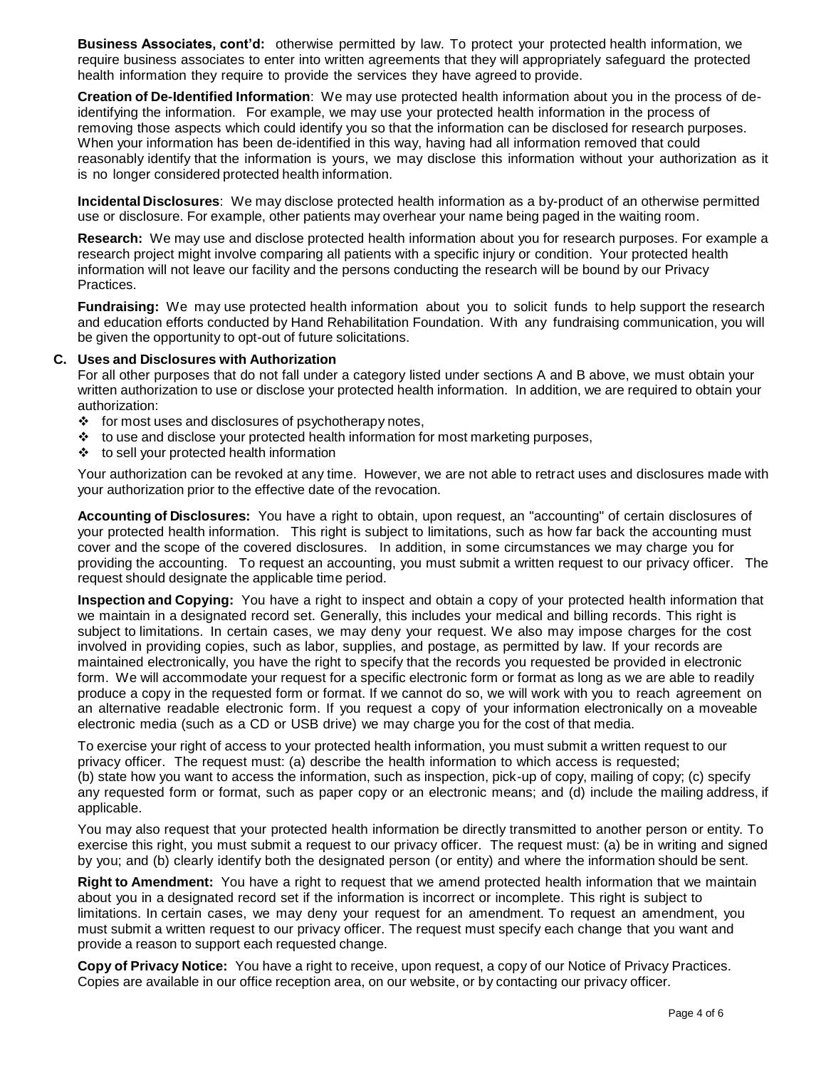**Business Associates, cont'd:** otherwise permitted by law. To protect your protected health information, we require business associates to enter into written agreements that they will appropriately safeguard the protected health information they require to provide the services they have agreed to provide.

**Creation of De-Identified Information**: We may use protected health information about you in the process of de-identifying the information. For example, we may use your protected health information in the process of removing those aspects which could identify you so that the information can be disclosed for research purposes. When your information has been de-identified in this way, having had all information removed that could reasonably identify that the information is yours, we may disclose this information without your authorization as it is no longer considered protected health information.

**Incidental Disclosures**: We may disclose protected health information as a by-product of an otherwise permitted use or disclosure. For example, other patients may overhear your name being paged in the waiting room.

**Research:** We may use and disclose protected health information about you for research purposes. For example a research project might involve comparing all patients with a specific injury or condition. Your protected health information will not leave our facility and the persons conducting the research will be bound by our Privacy Practices.

**Fundraising:** We may use protected health information about you to solicit funds to help support the research and education efforts conducted by Hand Rehabilitation Foundation. With any fundraising communication, you will be given the opportunity to opt-out of future solicitations.

**C. Uses and Disclosures with Authorization**

For all other purposes that do not fall under a category listed under sections A and B above, we must obtain your written authorization to use or disclose your protected health information. In addition, we are required to obtain your authorization:

- for most uses and disclosures of psychotherapy notes,
- to use and disclose your protected health information for most marketing purposes,
- to sell your protected health information

Your authorization can be revoked at any time. However, we are not able to retract uses and disclosures made with your authorization prior to the effective date of the revocation.

**Accounting of Disclosures:** You have a right to obtain, upon request, an "accounting" of certain disclosures of your protected health information. This right is subject to limitations, such as how far back the accounting must cover and the scope of the covered disclosures. In addition, in some circumstances we may charge you for providing the accounting. To request an accounting, you must submit a written request to our privacy officer. The request should designate the applicable time period.

**Inspection and Copying:** You have a right to inspect and obtain a copy of your protected health information that we maintain in a designated record set. Generally, this includes your medical and billing records. This right is subject to limitations. In certain cases, we may deny your request. We also may impose charges for the cost involved in providing copies, such as labor, supplies, and postage, as permitted by law. If your records are maintained electronically, you have the right to specify that the records you requested be provided in electronic form. We will accommodate your request for a specific electronic form or format as long as we are able to readily produce a copy in the requested form or format. If we cannot do so, we will work with you to reach agreement on an alternative readable electronic form. If you request a copy of your information electronically on a moveable electronic media (such as a CD or USB drive) we may charge you for the cost of that media.

To exercise your right of access to your protected health information, you must submit a written request to our privacy officer. The request must: (a) describe the health information to which access is requested; (b) state how you want to access the information, such as inspection, pick-up of copy, mailing of copy; (c) specify any requested form or format, such as paper copy or an electronic means; and (d) include the mailing address, if applicable.

You may also request that your protected health information be directly transmitted to another person or entity. To exercise this right, you must submit a request to our privacy officer. The request must: (a) be in writing and signed by you; and (b) clearly identify both the designated person (or entity) and where the information should be sent.

**Right to Amendment:** You have a right to request that we amend protected health information that we maintain about you in a designated record set if the information is incorrect or incomplete. This right is subject to limitations. In certain cases, we may deny your request for an amendment. To request an amendment, you must submit a written request to our privacy officer. The request must specify each change that you want and provide a reason to support each requested change.

**Copy of Privacy Notice:** You have a right to receive, upon request, a copy of our Notice of Privacy Practices. Copies are available in our office reception area, on our website, or by contacting our privacy officer.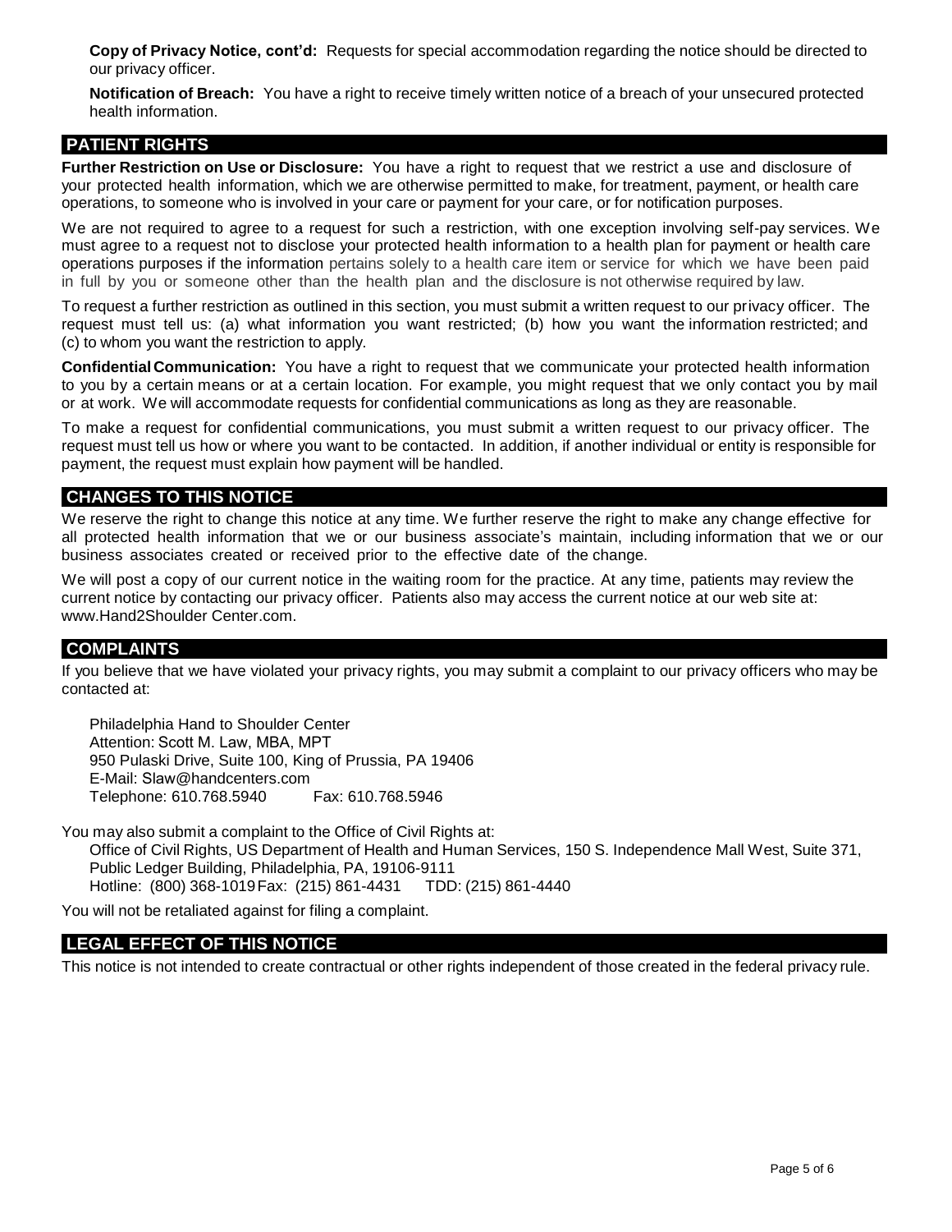**Copy of Privacy Notice, cont'd:** Requests for special accommodation regarding the notice should be directed to our privacy officer.

**Notification of Breach:** You have a right to receive timely written notice of a breach of your unsecured protected health information.

## PATIENT RIGHTS

**Further Restriction on Use or Disclosure:** You have a right to request that we restrict a use and disclosure of your protected health information, which we are otherwise permitted to make, for treatment, payment, or health care operations, to someone who is involved in your care or payment for your care, or for notification purposes.

We are not required to agree to a request for such a restriction, with one exception involving self-pay services. We must agree to a request not to disclose your protected health information to a health plan for payment or health care operations purposes if the information pertains solely to a health care item or service for which we have been paid in full by you or someone other than the health plan and the disclosure is not otherwise required by law.

To request a further restriction as outlined in this section, you must submit a written request to our privacy officer. The request must tell us: (a) what information you want restricted; (b) how you want the information restricted; and (c) to whom you want the restriction to apply.

**Confidential Communication:** You have a right to request that we communicate your protected health information to you by a certain means or at a certain location. For example, you might request that we only contact you by mail or at work. We will accommodate requests for confidential communications as long as they are reasonable.

To make a request for confidential communications, you must submit a written request to our privacy officer. The request must tell us how or where you want to be contacted. In addition, if another individual or entity is responsible for payment, the request must explain how payment will be handled.

## CHANGES TO THIS NOTICE

We reserve the right to change this notice at any time. We further reserve the right to make any change effective for all protected health information that we or our business associate's maintain, including information that we or our business associates created or received prior to the effective date of the change.

We will post a copy of our current notice in the waiting room for the practice. At any time, patients may review the current notice by contacting our privacy officer. Patients also may access the current notice at our web site at: www.Hand2Shoulder Center.com.

## COMPLAINTS

If you believe that we have violated your privacy rights, you may submit a complaint to our privacy officers who may be contacted at:

Philadelphia Hand to Shoulder Center
Attention: Scott M. Law, MBA, MPT
950 Pulaski Drive, Suite 100, King of Prussia, PA 19406
E-Mail: Slaw@handcenters.com
Telephone: 610.768.5940 Fax: 610.768.5946

You may also submit a complaint to the Office of Civil Rights at:

Office of Civil Rights, US Department of Health and Human Services, 150 S. Independence Mall West, Suite 371, Public Ledger Building, Philadelphia, PA, 19106-9111
Hotline: (800) 368-1019 Fax: (215) 861-4431 TDD: (215) 861-4440

You will not be retaliated against for filing a complaint.

## LEGAL EFFECT OF THIS NOTICE

This notice is not intended to create contractual or other rights independent of those created in the federal privacy rule.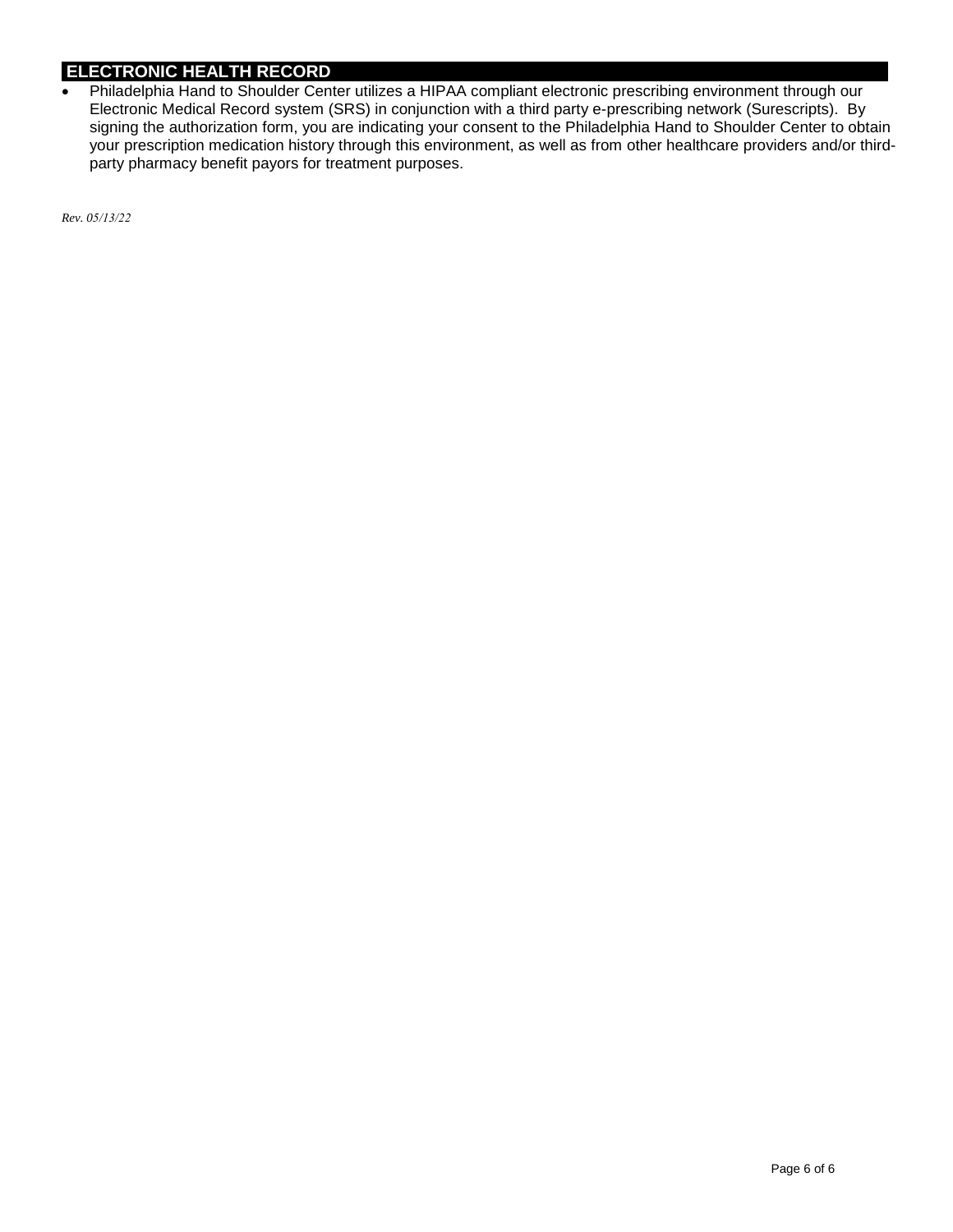## ELECTRONIC HEALTH RECORD

- Philadelphia Hand to Shoulder Center utilizes a HIPAA compliant electronic prescribing environment through our Electronic Medical Record system (SRS) in conjunction with a third party e-prescribing network (Surescripts). By signing the authorization form, you are indicating your consent to the Philadelphia Hand to Shoulder Center to obtain your prescription medication history through this environment, as well as from other healthcare providers and/or third-party pharmacy benefit payors for treatment purposes.

*Rev. 05/13/22*